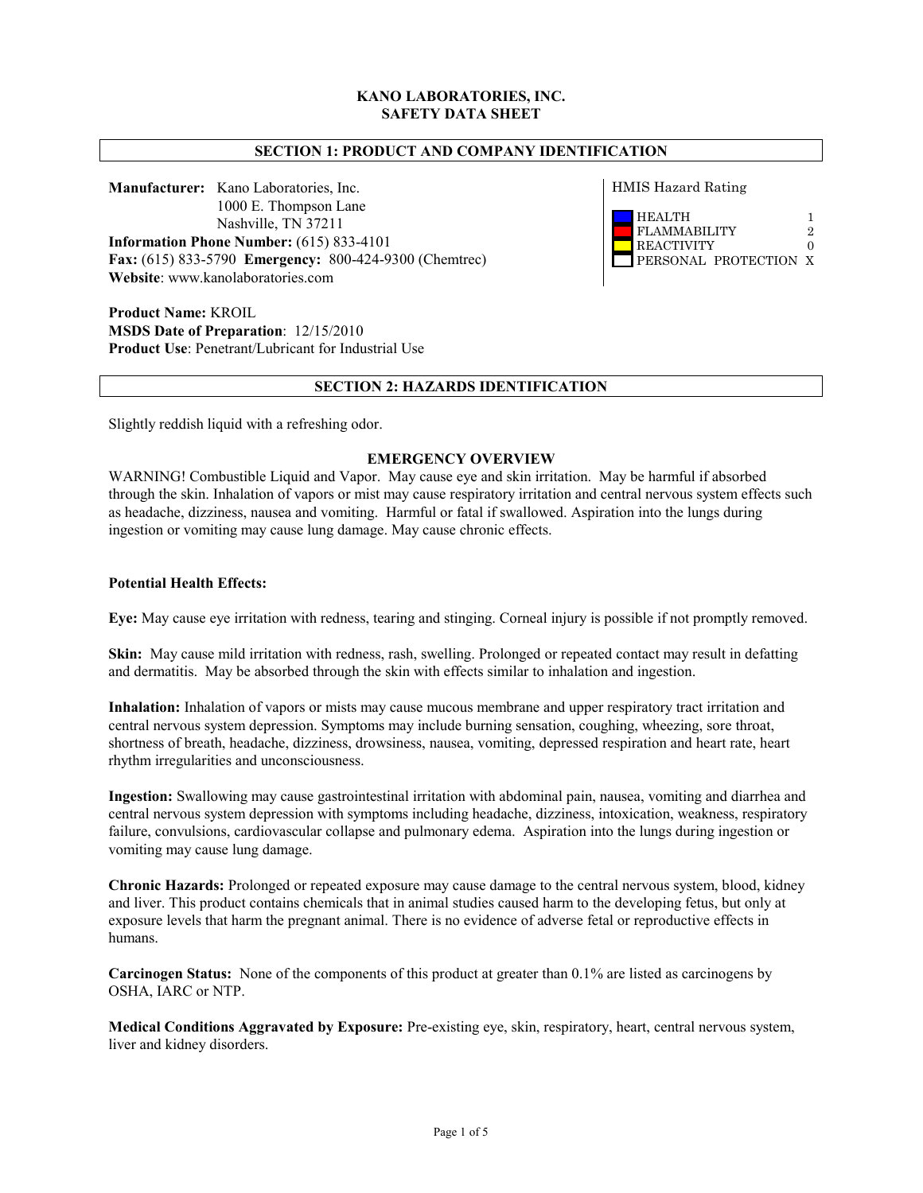**KANO LABORATORIES, INC.**
**SAFETY DATA SHEET**

## SECTION 1: PRODUCT AND COMPANY IDENTIFICATION

**Manufacturer:** Kano Laboratories, Inc.
1000 E. Thompson Lane
Nashville, TN 37211
**Information Phone Number:** (615) 833-4101
**Fax:** (615) 833-5790 **Emergency:** 800-424-9300 (Chemtrec)
**Website**: www.kanolaboratories.com

HMIS Hazard Rating

| | |
|---|---|
| HEALTH | 1 |
| FLAMMABILITY | 2 |
| REACTIVITY | 0 |
| PERSONAL PROTECTION | X |

**Product Name:** KROIL
**MSDS Date of Preparation**: 12/15/2010
**Product Use**: Penetrant/Lubricant for Industrial Use

## SECTION 2: HAZARDS IDENTIFICATION

Slightly reddish liquid with a refreshing odor.

### EMERGENCY OVERVIEW

WARNING! Combustible Liquid and Vapor. May cause eye and skin irritation. May be harmful if absorbed through the skin. Inhalation of vapors or mist may cause respiratory irritation and central nervous system effects such as headache, dizziness, nausea and vomiting. Harmful or fatal if swallowed. Aspiration into the lungs during ingestion or vomiting may cause lung damage. May cause chronic effects.

**Potential Health Effects:**

**Eye:** May cause eye irritation with redness, tearing and stinging. Corneal injury is possible if not promptly removed.

**Skin:** May cause mild irritation with redness, rash, swelling. Prolonged or repeated contact may result in defatting and dermatitis. May be absorbed through the skin with effects similar to inhalation and ingestion.

**Inhalation:** Inhalation of vapors or mists may cause mucous membrane and upper respiratory tract irritation and central nervous system depression. Symptoms may include burning sensation, coughing, wheezing, sore throat, shortness of breath, headache, dizziness, drowsiness, nausea, vomiting, depressed respiration and heart rate, heart rhythm irregularities and unconsciousness.

**Ingestion:** Swallowing may cause gastrointestinal irritation with abdominal pain, nausea, vomiting and diarrhea and central nervous system depression with symptoms including headache, dizziness, intoxication, weakness, respiratory failure, convulsions, cardiovascular collapse and pulmonary edema. Aspiration into the lungs during ingestion or vomiting may cause lung damage.

**Chronic Hazards:** Prolonged or repeated exposure may cause damage to the central nervous system, blood, kidney and liver. This product contains chemicals that in animal studies caused harm to the developing fetus, but only at exposure levels that harm the pregnant animal. There is no evidence of adverse fetal or reproductive effects in humans.

**Carcinogen Status:** None of the components of this product at greater than 0.1% are listed as carcinogens by OSHA, IARC or NTP.

**Medical Conditions Aggravated by Exposure:** Pre-existing eye, skin, respiratory, heart, central nervous system, liver and kidney disorders.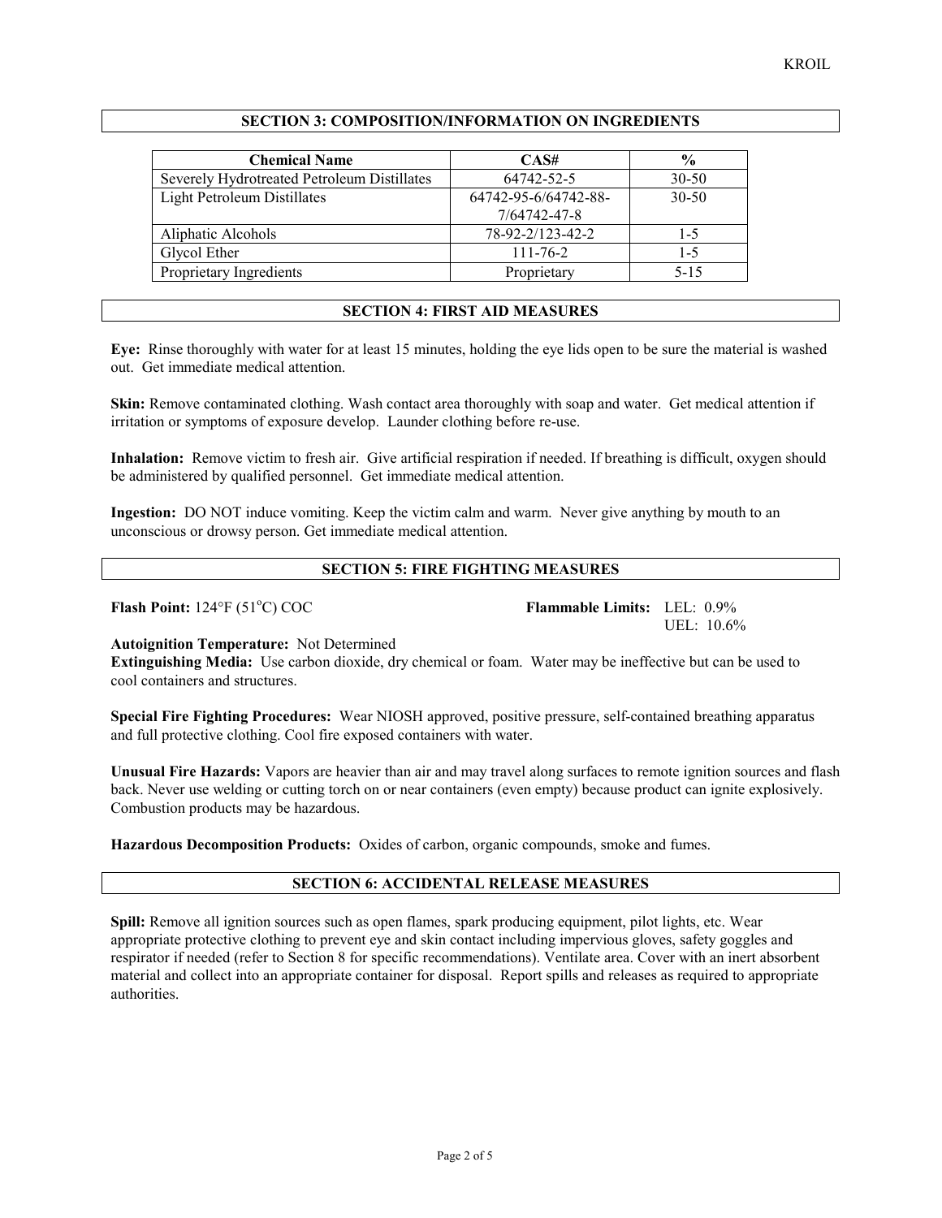## SECTION 3: COMPOSITION/INFORMATION ON INGREDIENTS

| Chemical Name | CAS# | % |
|---|---|---|
| Severely Hydrotreated Petroleum Distillates | 64742-52-5 | 30-50 |
| Light Petroleum Distillates | 64742-95-6/64742-88-7/64742-47-8 | 30-50 |
| Aliphatic Alcohols | 78-92-2/123-42-2 | 1-5 |
| Glycol Ether | 111-76-2 | 1-5 |
| Proprietary Ingredients | Proprietary | 5-15 |

## SECTION 4: FIRST AID MEASURES

**Eye:** Rinse thoroughly with water for at least 15 minutes, holding the eye lids open to be sure the material is washed out. Get immediate medical attention.

**Skin:** Remove contaminated clothing. Wash contact area thoroughly with soap and water. Get medical attention if irritation or symptoms of exposure develop. Launder clothing before re-use.

**Inhalation:** Remove victim to fresh air. Give artificial respiration if needed. If breathing is difficult, oxygen should be administered by qualified personnel. Get immediate medical attention.

**Ingestion:** DO NOT induce vomiting. Keep the victim calm and warm. Never give anything by mouth to an unconscious or drowsy person. Get immediate medical attention.

## SECTION 5: FIRE FIGHTING MEASURES

**Flash Point:** 124°F (51°C) COC

**Flammable Limits:** LEL: 0.9%
UEL: 10.6%

**Autoignition Temperature:** Not Determined

**Extinguishing Media:** Use carbon dioxide, dry chemical or foam. Water may be ineffective but can be used to cool containers and structures.

**Special Fire Fighting Procedures:** Wear NIOSH approved, positive pressure, self-contained breathing apparatus and full protective clothing. Cool fire exposed containers with water.

**Unusual Fire Hazards:** Vapors are heavier than air and may travel along surfaces to remote ignition sources and flash back. Never use welding or cutting torch on or near containers (even empty) because product can ignite explosively. Combustion products may be hazardous.

**Hazardous Decomposition Products:** Oxides of carbon, organic compounds, smoke and fumes.

## SECTION 6: ACCIDENTAL RELEASE MEASURES

**Spill:** Remove all ignition sources such as open flames, spark producing equipment, pilot lights, etc. Wear appropriate protective clothing to prevent eye and skin contact including impervious gloves, safety goggles and respirator if needed (refer to Section 8 for specific recommendations). Ventilate area. Cover with an inert absorbent material and collect into an appropriate container for disposal. Report spills and releases as required to appropriate authorities.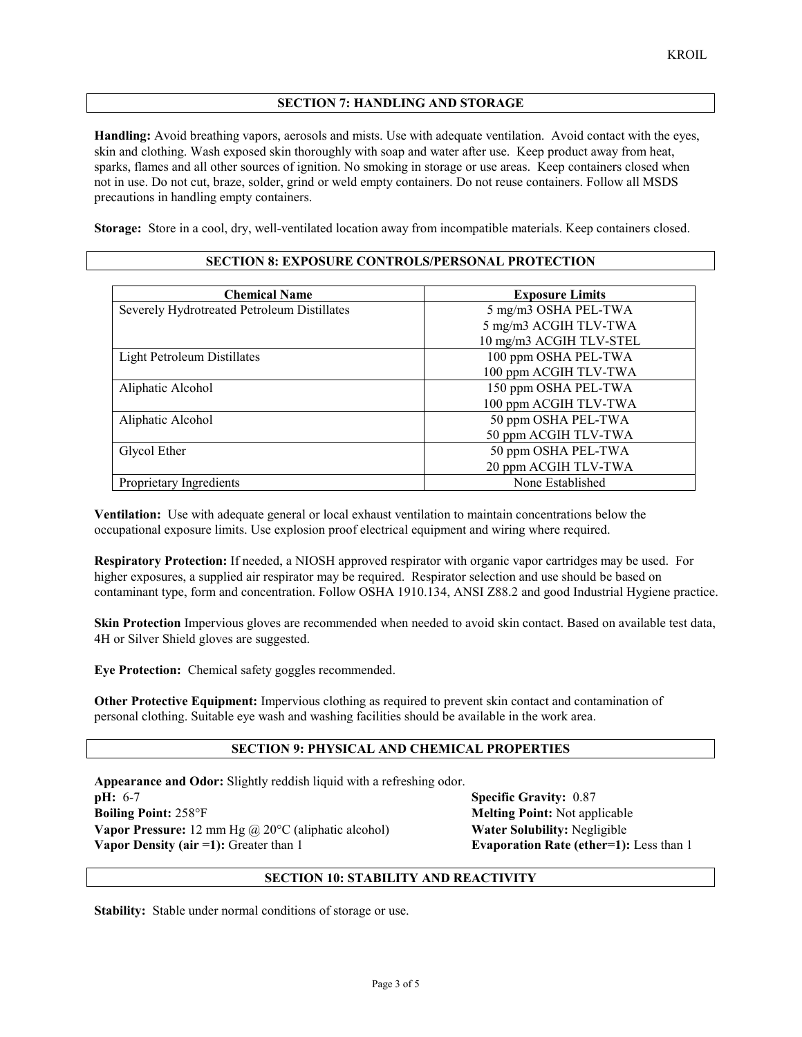## SECTION 7: HANDLING AND STORAGE

**Handling:** Avoid breathing vapors, aerosols and mists. Use with adequate ventilation. Avoid contact with the eyes, skin and clothing. Wash exposed skin thoroughly with soap and water after use. Keep product away from heat, sparks, flames and all other sources of ignition. No smoking in storage or use areas. Keep containers closed when not in use. Do not cut, braze, solder, grind or weld empty containers. Do not reuse containers. Follow all MSDS precautions in handling empty containers.

**Storage:** Store in a cool, dry, well-ventilated location away from incompatible materials. Keep containers closed.

## SECTION 8: EXPOSURE CONTROLS/PERSONAL PROTECTION

| Chemical Name | Exposure Limits |
|---|---|
| Severely Hydrotreated Petroleum Distillates | 5 mg/m3 OSHA PEL-TWA<br>5 mg/m3 ACGIH TLV-TWA<br>10 mg/m3 ACGIH TLV-STEL |
| Light Petroleum Distillates | 100 ppm OSHA PEL-TWA<br>100 ppm ACGIH TLV-TWA |
| Aliphatic Alcohol | 150 ppm OSHA PEL-TWA<br>100 ppm ACGIH TLV-TWA |
| Aliphatic Alcohol | 50 ppm OSHA PEL-TWA<br>50 ppm ACGIH TLV-TWA |
| Glycol Ether | 50 ppm OSHA PEL-TWA<br>20 ppm ACGIH TLV-TWA |
| Proprietary Ingredients | None Established |

**Ventilation:** Use with adequate general or local exhaust ventilation to maintain concentrations below the occupational exposure limits. Use explosion proof electrical equipment and wiring where required.

**Respiratory Protection:** If needed, a NIOSH approved respirator with organic vapor cartridges may be used. For higher exposures, a supplied air respirator may be required. Respirator selection and use should be based on contaminant type, form and concentration. Follow OSHA 1910.134, ANSI Z88.2 and good Industrial Hygiene practice.

**Skin Protection** Impervious gloves are recommended when needed to avoid skin contact. Based on available test data, 4H or Silver Shield gloves are suggested.

**Eye Protection:** Chemical safety goggles recommended.

**Other Protective Equipment:** Impervious clothing as required to prevent skin contact and contamination of personal clothing. Suitable eye wash and washing facilities should be available in the work area.

## SECTION 9: PHYSICAL AND CHEMICAL PROPERTIES

**Appearance and Odor:** Slightly reddish liquid with a refreshing odor.

**pH:** 6-7

**Boiling Point:** 258°F

**Vapor Pressure:** 12 mm Hg @ 20°C (aliphatic alcohol)

**Vapor Density (air =1):** Greater than 1

**Specific Gravity:** 0.87

**Melting Point:** Not applicable

**Water Solubility:** Negligible

**Evaporation Rate (ether=1):** Less than 1

## SECTION 10: STABILITY AND REACTIVITY

**Stability:** Stable under normal conditions of storage or use.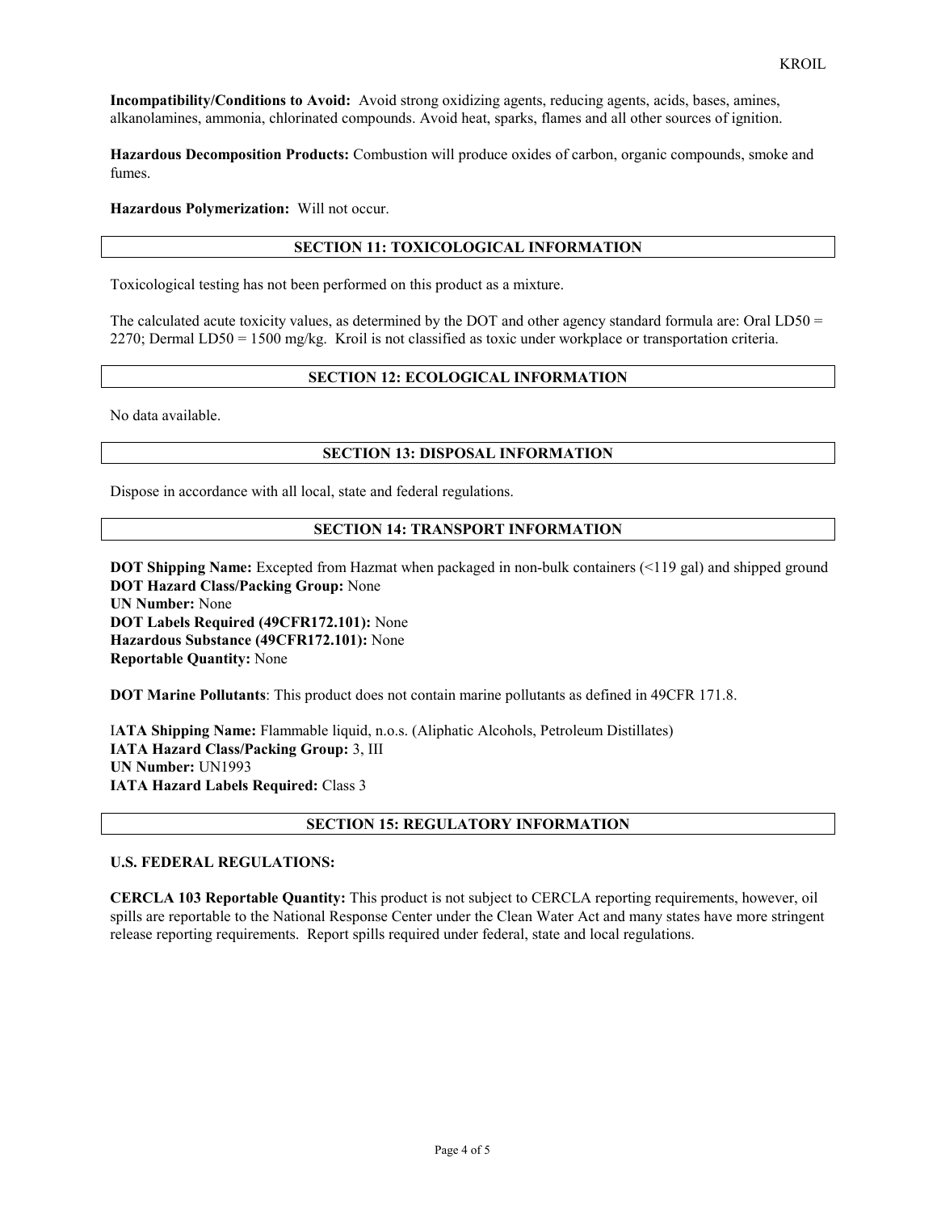**Incompatibility/Conditions to Avoid:** Avoid strong oxidizing agents, reducing agents, acids, bases, amines, alkanolamines, ammonia, chlorinated compounds. Avoid heat, sparks, flames and all other sources of ignition.

**Hazardous Decomposition Products:** Combustion will produce oxides of carbon, organic compounds, smoke and fumes.

**Hazardous Polymerization:** Will not occur.

## SECTION 11: TOXICOLOGICAL INFORMATION

Toxicological testing has not been performed on this product as a mixture.

The calculated acute toxicity values, as determined by the DOT and other agency standard formula are: Oral LD50 = 2270; Dermal LD50 = 1500 mg/kg. Kroil is not classified as toxic under workplace or transportation criteria.

## SECTION 12: ECOLOGICAL INFORMATION

No data available.

## SECTION 13: DISPOSAL INFORMATION

Dispose in accordance with all local, state and federal regulations.

## SECTION 14: TRANSPORT INFORMATION

**DOT Shipping Name:** Excepted from Hazmat when packaged in non-bulk containers (<119 gal) and shipped ground
**DOT Hazard Class/Packing Group:** None
**UN Number:** None
**DOT Labels Required (49CFR172.101):** None
**Hazardous Substance (49CFR172.101):** None
**Reportable Quantity:** None

**DOT Marine Pollutants**: This product does not contain marine pollutants as defined in 49CFR 171.8.

**IATA Shipping Name:** Flammable liquid, n.o.s. (Aliphatic Alcohols, Petroleum Distillates)
**IATA Hazard Class/Packing Group:** 3, III
**UN Number:** UN1993
**IATA Hazard Labels Required:** Class 3

## SECTION 15: REGULATORY INFORMATION

**U.S. FEDERAL REGULATIONS:**

**CERCLA 103 Reportable Quantity:** This product is not subject to CERCLA reporting requirements, however, oil spills are reportable to the National Response Center under the Clean Water Act and many states have more stringent release reporting requirements. Report spills required under federal, state and local regulations.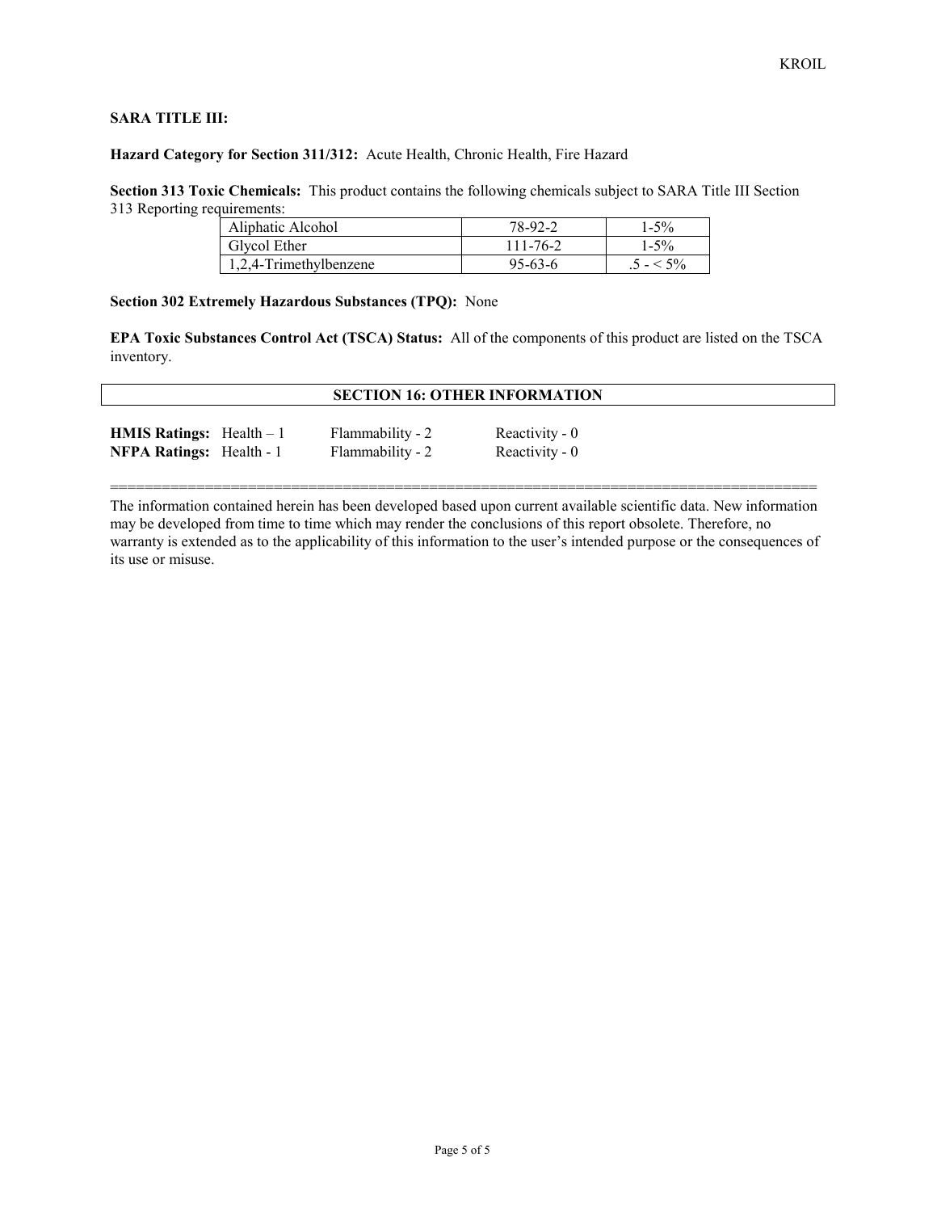**SARA TITLE III:**

**Hazard Category for Section 311/312:** Acute Health, Chronic Health, Fire Hazard

**Section 313 Toxic Chemicals:** This product contains the following chemicals subject to SARA Title III Section 313 Reporting requirements:

| | | |
|---|---|---|
| Aliphatic Alcohol | 78-92-2 | 1-5% |
| Glycol Ether | 111-76-2 | 1-5% |
| 1,2,4-Trimethylbenzene | 95-63-6 | .5 - < 5% |

**Section 302 Extremely Hazardous Substances (TPQ):** None

**EPA Toxic Substances Control Act (TSCA) Status:** All of the components of this product are listed on the TSCA inventory.

## SECTION 16: OTHER INFORMATION

| | | | |
|---|---|---|---|
| **HMIS Ratings:** | Health – 1 | Flammability - 2 | Reactivity - 0 |
| **NFPA Ratings:** | Health - 1 | Flammability - 2 | Reactivity - 0 |

================================================================================

The information contained herein has been developed based upon current available scientific data. New information may be developed from time to time which may render the conclusions of this report obsolete. Therefore, no warranty is extended as to the applicability of this information to the user's intended purpose or the consequences of its use or misuse.